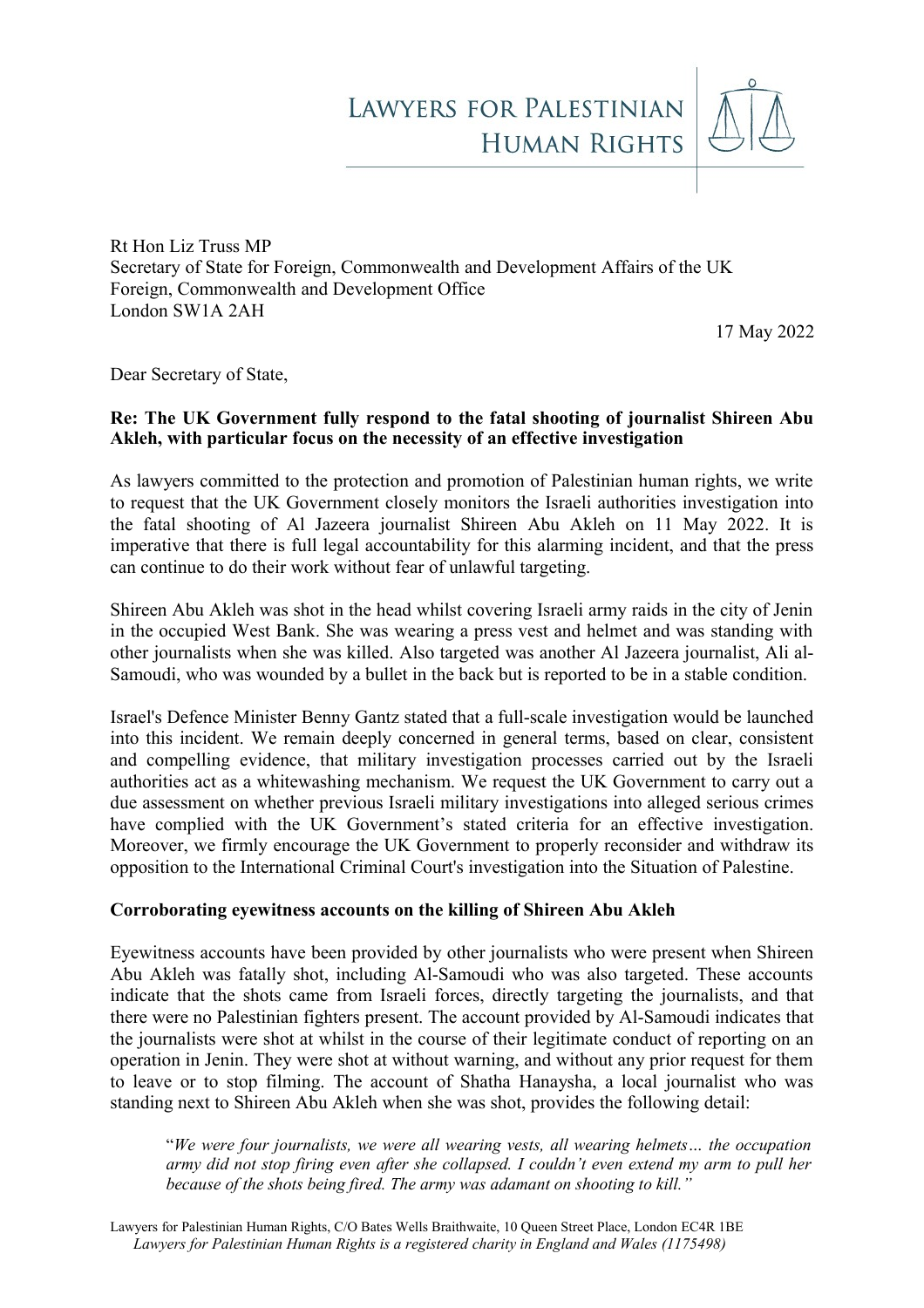LAWYERS FOR PALESTINIAN HUMAN RIGHTS

Rt Hon Liz Truss MP
Secretary of State for Foreign, Commonwealth and Development Affairs of the UK
Foreign, Commonwealth and Development Office
London SW1A 2AH

17 May 2022

Dear Secretary of State,

**Re: The UK Government fully respond to the fatal shooting of journalist Shireen Abu Akleh, with particular focus on the necessity of an effective investigation**

As lawyers committed to the protection and promotion of Palestinian human rights, we write to request that the UK Government closely monitors the Israeli authorities investigation into the fatal shooting of Al Jazeera journalist Shireen Abu Akleh on 11 May 2022. It is imperative that there is full legal accountability for this alarming incident, and that the press can continue to do their work without fear of unlawful targeting.

Shireen Abu Akleh was shot in the head whilst covering Israeli army raids in the city of Jenin in the occupied West Bank. She was wearing a press vest and helmet and was standing with other journalists when she was killed. Also targeted was another Al Jazeera journalist, Ali al-Samoudi, who was wounded by a bullet in the back but is reported to be in a stable condition.

Israel's Defence Minister Benny Gantz stated that a full-scale investigation would be launched into this incident. We remain deeply concerned in general terms, based on clear, consistent and compelling evidence, that military investigation processes carried out by the Israeli authorities act as a whitewashing mechanism. We request the UK Government to carry out a due assessment on whether previous Israeli military investigations into alleged serious crimes have complied with the UK Government's stated criteria for an effective investigation. Moreover, we firmly encourage the UK Government to properly reconsider and withdraw its opposition to the International Criminal Court's investigation into the Situation of Palestine.

**Corroborating eyewitness accounts on the killing of Shireen Abu Akleh**

Eyewitness accounts have been provided by other journalists who were present when Shireen Abu Akleh was fatally shot, including Al-Samoudi who was also targeted. These accounts indicate that the shots came from Israeli forces, directly targeting the journalists, and that there were no Palestinian fighters present. The account provided by Al-Samoudi indicates that the journalists were shot at whilst in the course of their legitimate conduct of reporting on an operation in Jenin. They were shot at without warning, and without any prior request for them to leave or to stop filming. The account of Shatha Hanaysha, a local journalist who was standing next to Shireen Abu Akleh when she was shot, provides the following detail:

> "*We were four journalists, we were all wearing vests, all wearing helmets… the occupation army did not stop firing even after she collapsed. I couldn't even extend my arm to pull her because of the shots being fired. The army was adamant on shooting to kill."*

Lawyers for Palestinian Human Rights, C/O Bates Wells Braithwaite, 10 Queen Street Place, London EC4R 1BE
*Lawyers for Palestinian Human Rights is a registered charity in England and Wales (1175498)*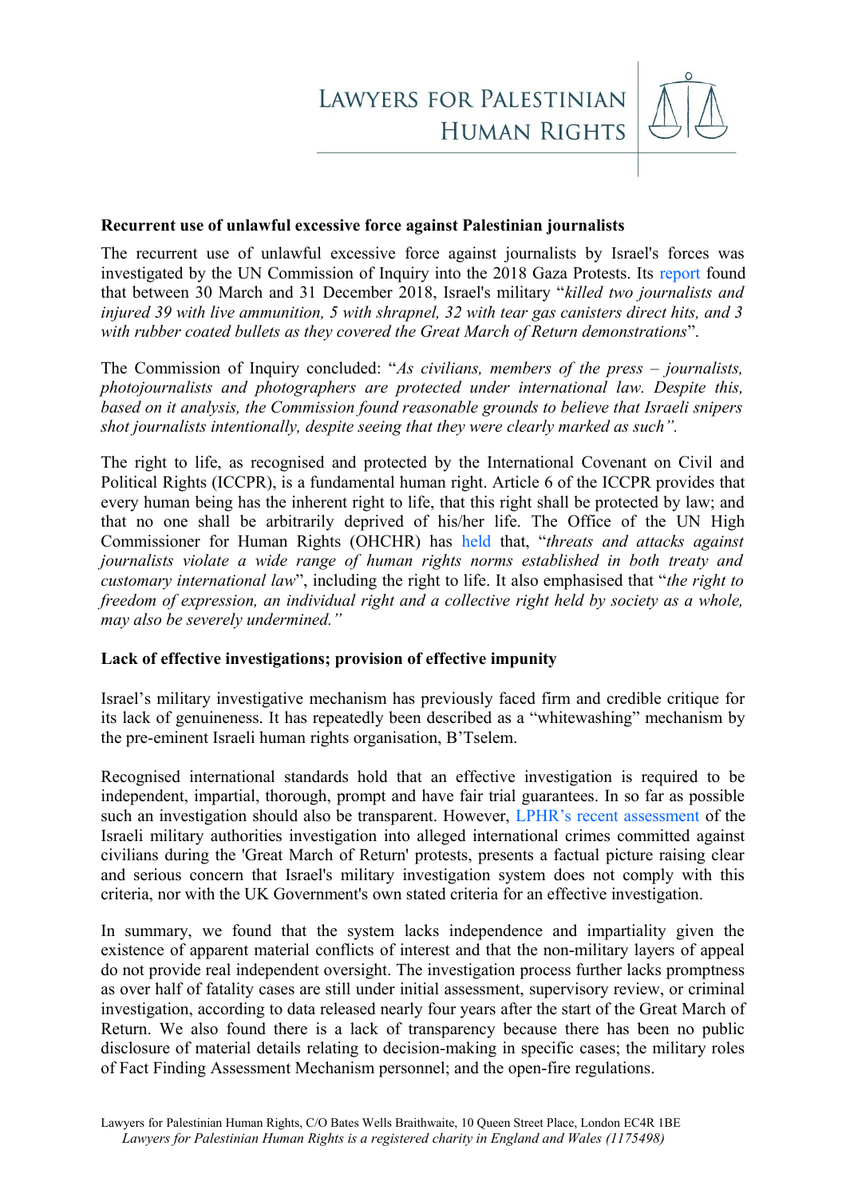**Recurrent use of unlawful excessive force against Palestinian journalists**

The recurrent use of unlawful excessive force against journalists by Israel's forces was investigated by the UN Commission of Inquiry into the 2018 Gaza Protests. Its report found that between 30 March and 31 December 2018, Israel's military "*killed two journalists and injured 39 with live ammunition, 5 with shrapnel, 32 with tear gas canisters direct hits, and 3 with rubber coated bullets as they covered the Great March of Return demonstrations*".

The Commission of Inquiry concluded: "*As civilians, members of the press – journalists, photojournalists and photographers are protected under international law. Despite this, based on it analysis, the Commission found reasonable grounds to believe that Israeli snipers shot journalists intentionally, despite seeing that they were clearly marked as such".*

The right to life, as recognised and protected by the International Covenant on Civil and Political Rights (ICCPR), is a fundamental human right. Article 6 of the ICCPR provides that every human being has the inherent right to life, that this right shall be protected by law; and that no one shall be arbitrarily deprived of his/her life. The Office of the UN High Commissioner for Human Rights (OHCHR) has held that, "*threats and attacks against journalists violate a wide range of human rights norms established in both treaty and customary international law*", including the right to life. It also emphasised that "*the right to freedom of expression, an individual right and a collective right held by society as a whole, may also be severely undermined."*

**Lack of effective investigations; provision of effective impunity**

Israel's military investigative mechanism has previously faced firm and credible critique for its lack of genuineness. It has repeatedly been described as a "whitewashing" mechanism by the pre-eminent Israeli human rights organisation, B'Tselem.

Recognised international standards hold that an effective investigation is required to be independent, impartial, thorough, prompt and have fair trial guarantees. In so far as possible such an investigation should also be transparent. However, LPHR's recent assessment of the Israeli military authorities investigation into alleged international crimes committed against civilians during the 'Great March of Return' protests, presents a factual picture raising clear and serious concern that Israel's military investigation system does not comply with this criteria, nor with the UK Government's own stated criteria for an effective investigation.

In summary, we found that the system lacks independence and impartiality given the existence of apparent material conflicts of interest and that the non-military layers of appeal do not provide real independent oversight. The investigation process further lacks promptness as over half of fatality cases are still under initial assessment, supervisory review, or criminal investigation, according to data released nearly four years after the start of the Great March of Return. We also found there is a lack of transparency because there has been no public disclosure of material details relating to decision-making in specific cases; the military roles of Fact Finding Assessment Mechanism personnel; and the open-fire regulations.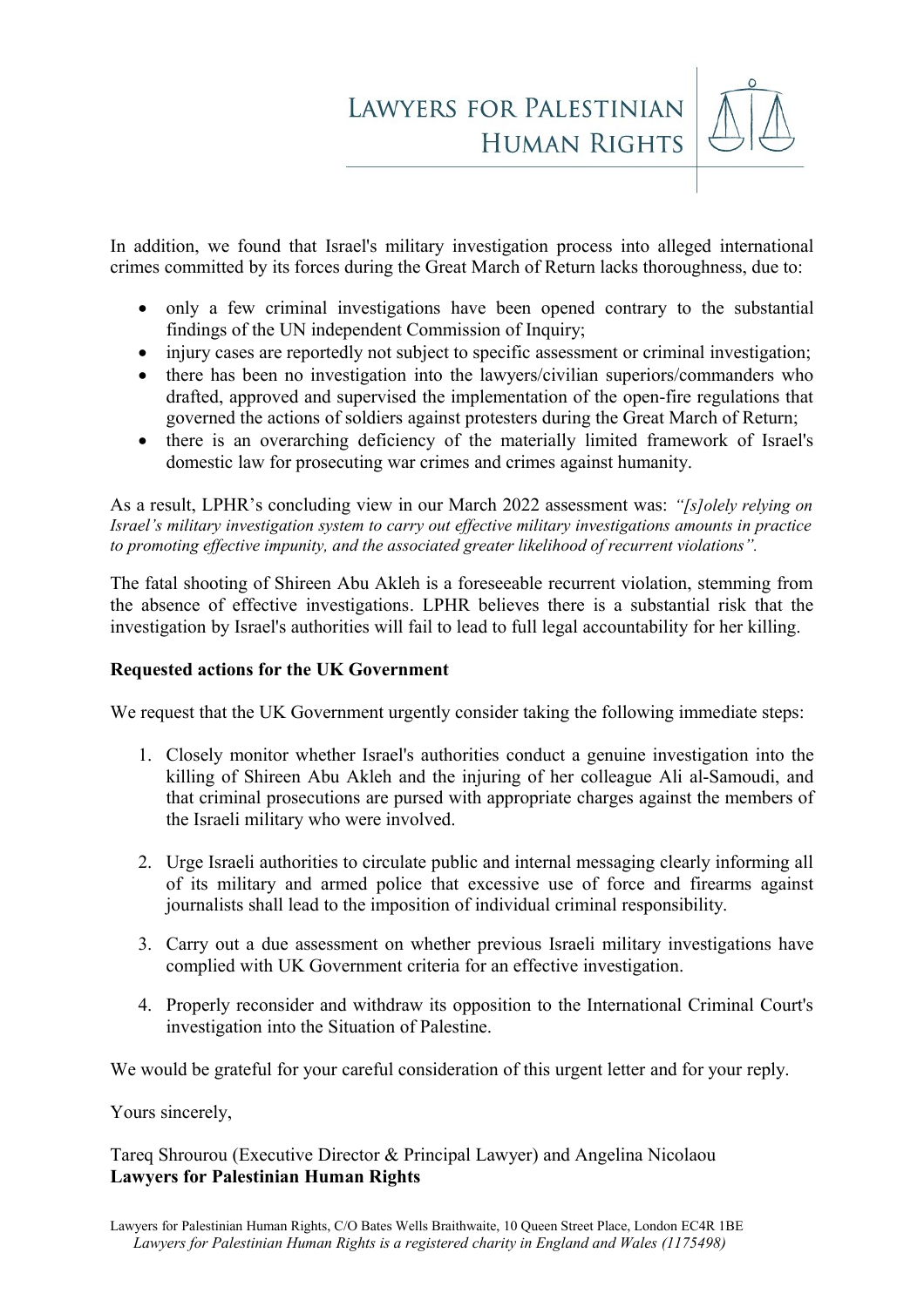In addition, we found that Israel's military investigation process into alleged international crimes committed by its forces during the Great March of Return lacks thoroughness, due to:

- only a few criminal investigations have been opened contrary to the substantial findings of the UN independent Commission of Inquiry;
- injury cases are reportedly not subject to specific assessment or criminal investigation;
- there has been no investigation into the lawyers/civilian superiors/commanders who drafted, approved and supervised the implementation of the open-fire regulations that governed the actions of soldiers against protesters during the Great March of Return;
- there is an overarching deficiency of the materially limited framework of Israel's domestic law for prosecuting war crimes and crimes against humanity.

As a result, LPHR's concluding view in our March 2022 assessment was: *"[s]olely relying on Israel's military investigation system to carry out effective military investigations amounts in practice to promoting effective impunity, and the associated greater likelihood of recurrent violations".*

The fatal shooting of Shireen Abu Akleh is a foreseeable recurrent violation, stemming from the absence of effective investigations. LPHR believes there is a substantial risk that the investigation by Israel's authorities will fail to lead to full legal accountability for her killing.

**Requested actions for the UK Government**

We request that the UK Government urgently consider taking the following immediate steps:

1. Closely monitor whether Israel's authorities conduct a genuine investigation into the killing of Shireen Abu Akleh and the injuring of her colleague Ali al-Samoudi, and that criminal prosecutions are pursed with appropriate charges against the members of the Israeli military who were involved.

2. Urge Israeli authorities to circulate public and internal messaging clearly informing all of its military and armed police that excessive use of force and firearms against journalists shall lead to the imposition of individual criminal responsibility.

3. Carry out a due assessment on whether previous Israeli military investigations have complied with UK Government criteria for an effective investigation.

4. Properly reconsider and withdraw its opposition to the International Criminal Court's investigation into the Situation of Palestine.

We would be grateful for your careful consideration of this urgent letter and for your reply.

Yours sincerely,

Tareq Shrourou (Executive Director & Principal Lawyer) and Angelina Nicolaou
**Lawyers for Palestinian Human Rights**